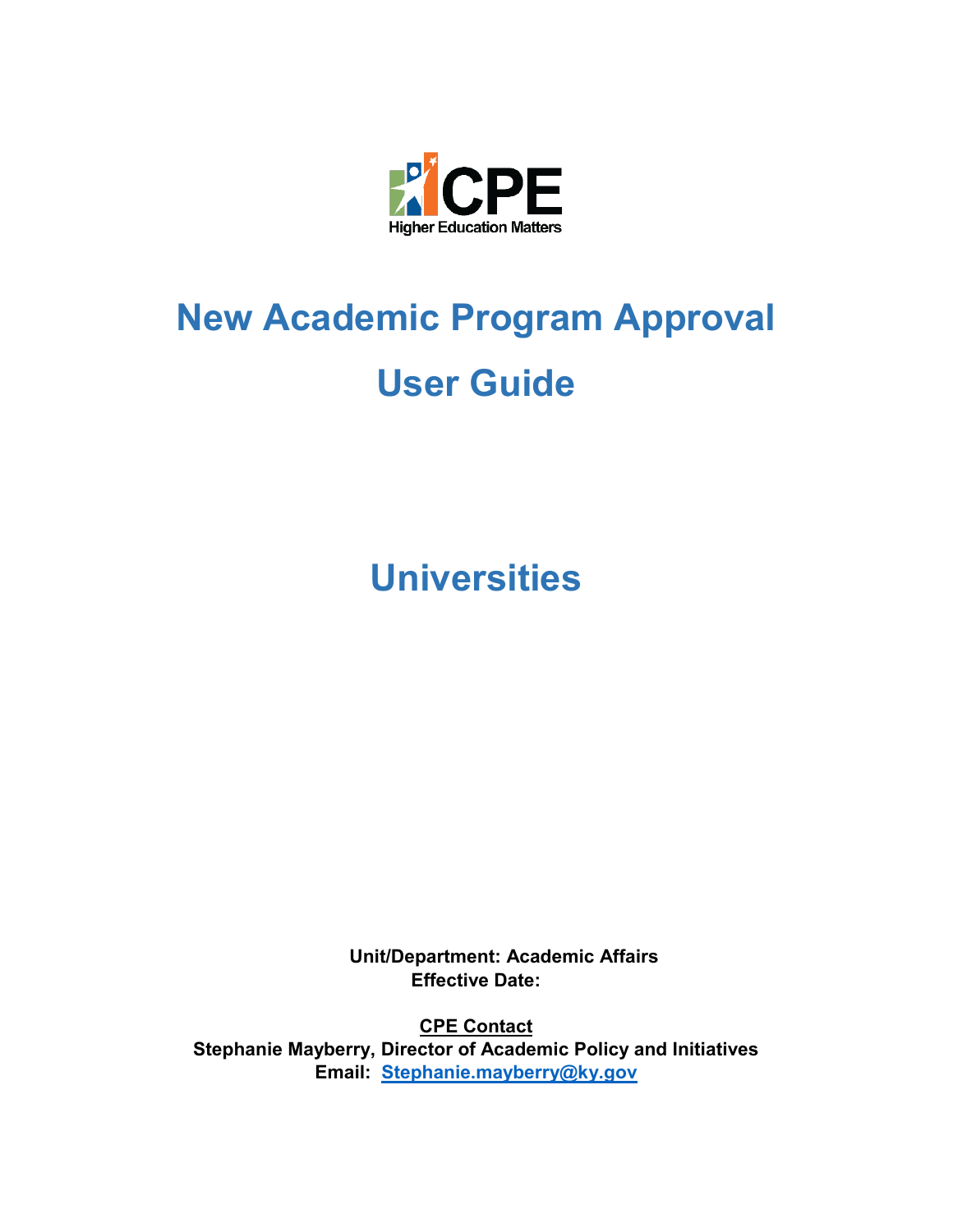CPE
Higher Education Matters

# New Academic Program Approval

# User Guide

# Universities

**Unit/Department: Academic Affairs**
**Effective Date:**

**CPE Contact**
**Stephanie Mayberry, Director of Academic Policy and Initiatives**
**Email: Stephanie.mayberry@ky.gov**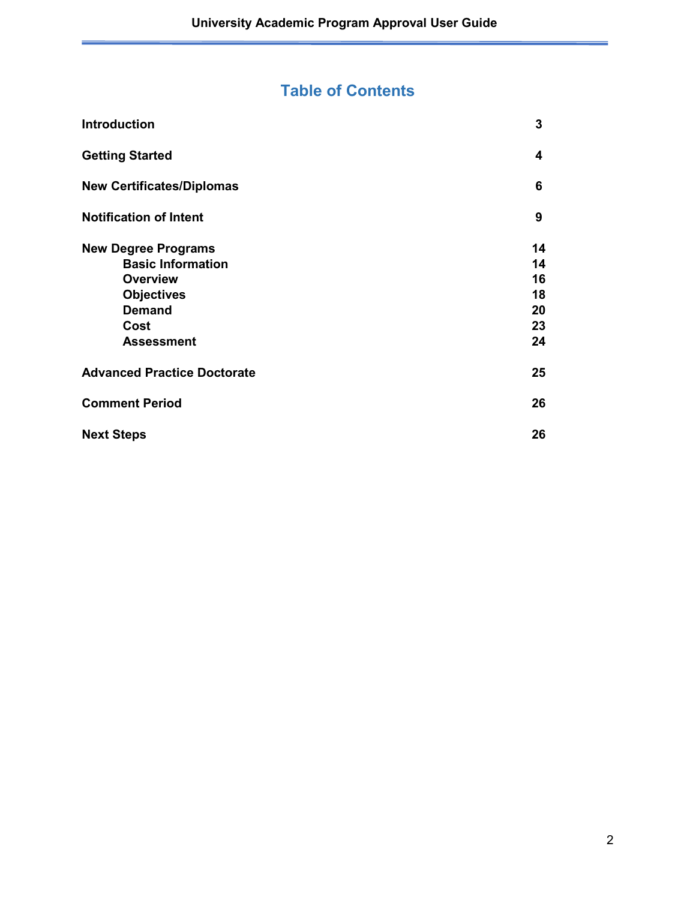# Table of Contents

| | |
|---|---|
| **Introduction** | **3** |
| **Getting Started** | **4** |
| **New Certificates/Diplomas** | **6** |
| **Notification of Intent** | **9** |
| **New Degree Programs** | **14** |
| **Basic Information** | **14** |
| **Overview** | **16** |
| **Objectives** | **18** |
| **Demand** | **20** |
| **Cost** | **23** |
| **Assessment** | **24** |
| **Advanced Practice Doctorate** | **25** |
| **Comment Period** | **26** |
| **Next Steps** | **26** |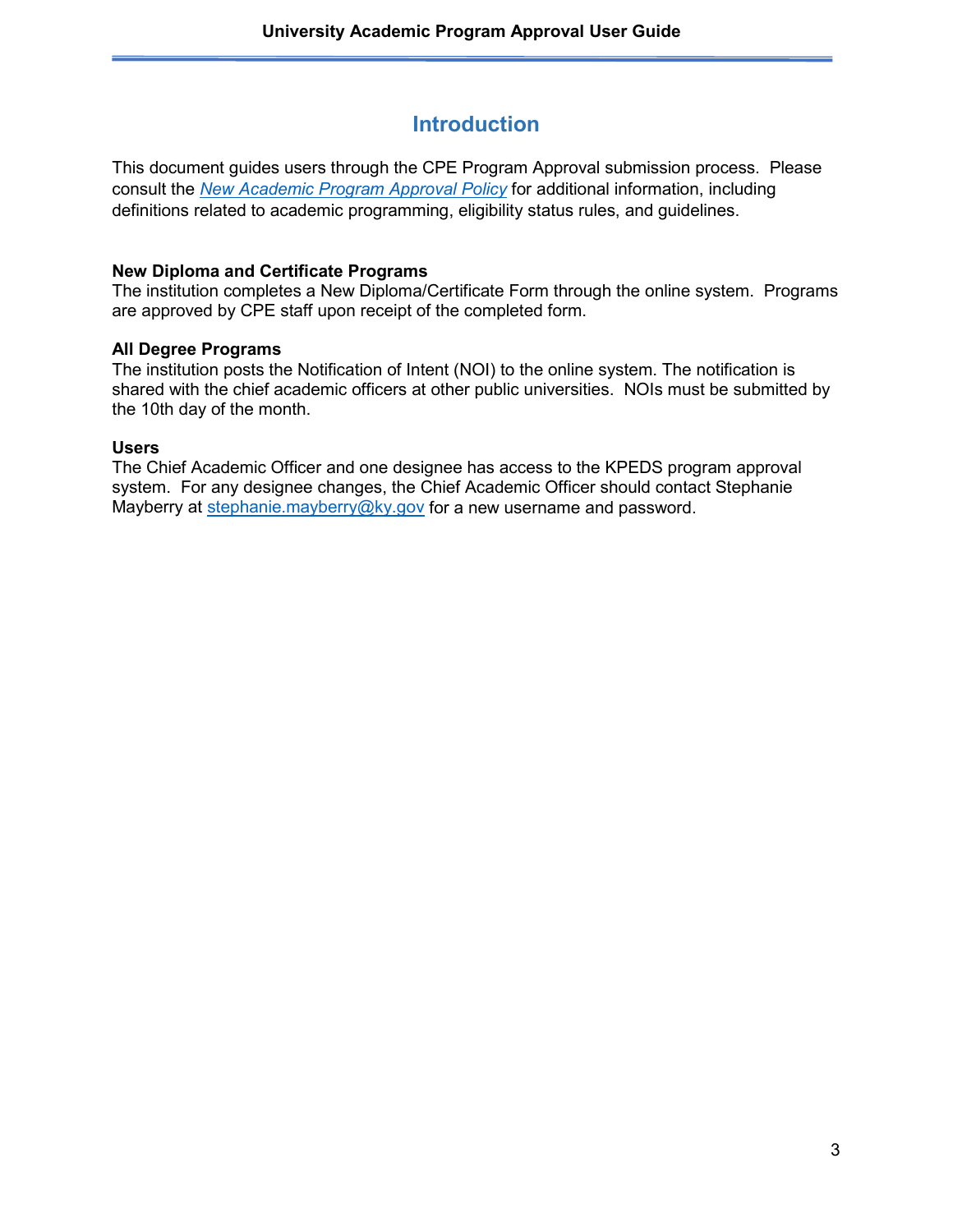# Introduction

This document guides users through the CPE Program Approval submission process. Please consult the *[New Academic Program Approval Policy]* for additional information, including definitions related to academic programming, eligibility status rules, and guidelines.

**New Diploma and Certificate Programs**
The institution completes a New Diploma/Certificate Form through the online system. Programs are approved by CPE staff upon receipt of the completed form.

**All Degree Programs**
The institution posts the Notification of Intent (NOI) to the online system. The notification is shared with the chief academic officers at other public universities. NOIs must be submitted by the 10th day of the month.

**Users**
The Chief Academic Officer and one designee has access to the KPEDS program approval system. For any designee changes, the Chief Academic Officer should contact Stephanie Mayberry at stephanie.mayberry@ky.gov for a new username and password.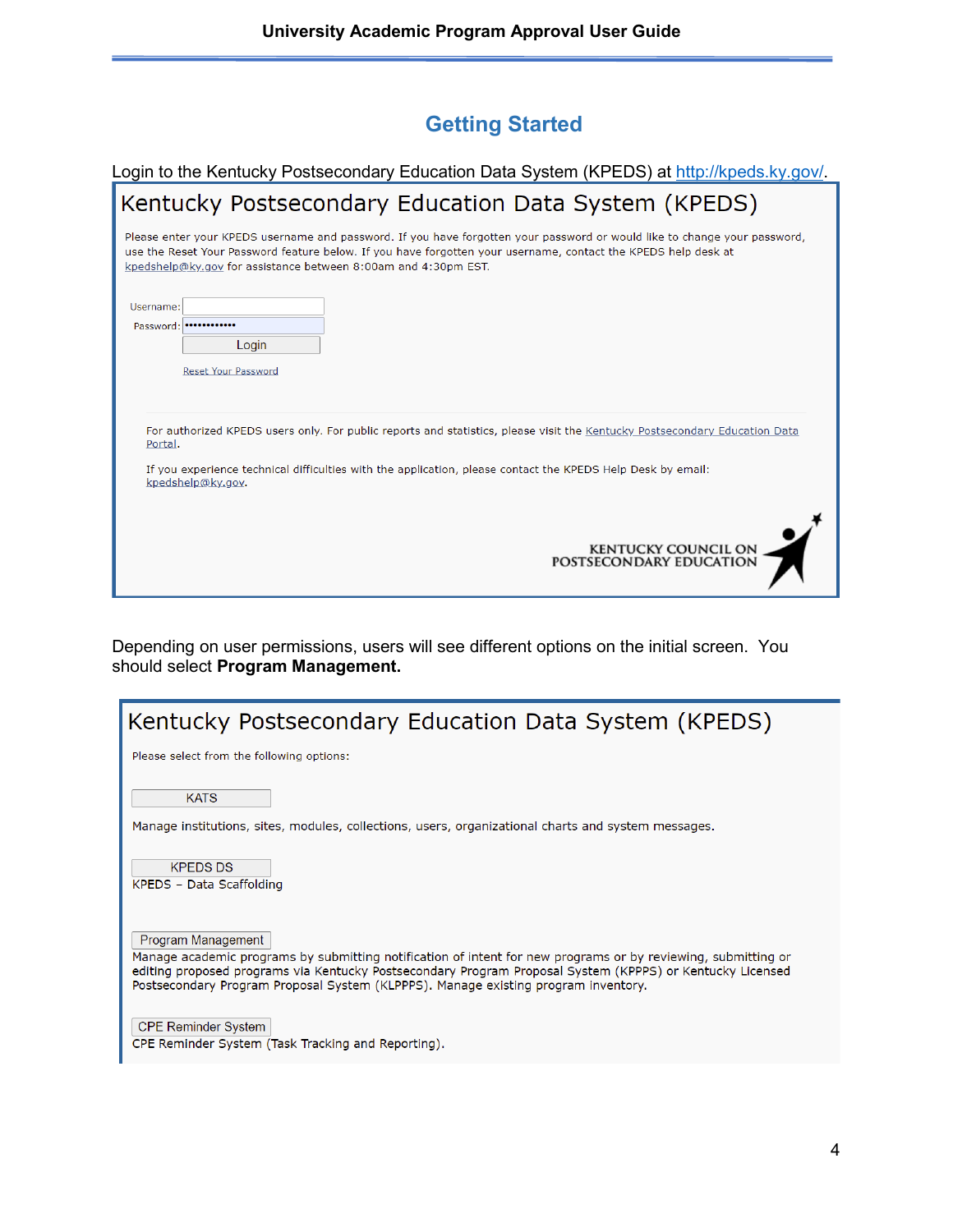## Getting Started

Login to the Kentucky Postsecondary Education Data System (KPEDS) at http://kpeds.ky.gov/.

**Kentucky Postsecondary Education Data System (KPEDS)**

Please enter your KPEDS username and password. If you have forgotten your password or would like to change your password, use the Reset Your Password feature below. If you have forgotten your username, contact the KPEDS help desk at kpedshelp@ky.gov for assistance between 8:00am and 4:30pm EST.

Username:
Password: ••••••••••••
Login

Reset Your Password

For authorized KPEDS users only. For public reports and statistics, please visit the Kentucky Postsecondary Education Data Portal.

If you experience technical difficulties with the application, please contact the KPEDS Help Desk by email: kpedshelp@ky.gov.

KENTUCKY COUNCIL ON POSTSECONDARY EDUCATION

Depending on user permissions, users will see different options on the initial screen. You should select **Program Management.**

**Kentucky Postsecondary Education Data System (KPEDS)**

Please select from the following options:

KATS
Manage institutions, sites, modules, collections, users, organizational charts and system messages.

KPEDS DS
KPEDS – Data Scaffolding

Program Management
Manage academic programs by submitting notification of intent for new programs or by reviewing, submitting or editing proposed programs via Kentucky Postsecondary Program Proposal System (KPPPS) or Kentucky Licensed Postsecondary Program Proposal System (KLPPPS). Manage existing program inventory.

CPE Reminder System
CPE Reminder System (Task Tracking and Reporting).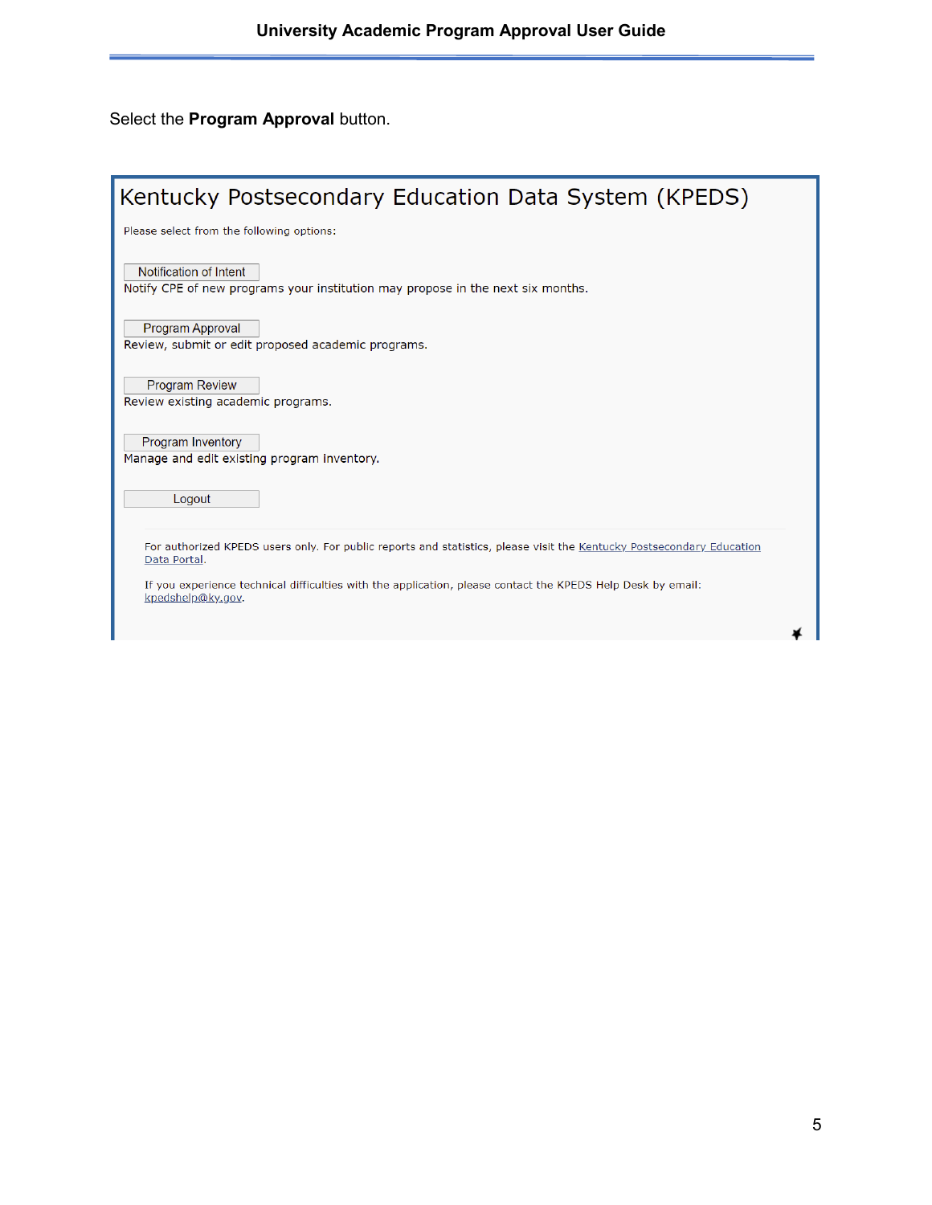Select the **Program Approval** button.

Kentucky Postsecondary Education Data System (KPEDS)

Please select from the following options:

Notification of Intent

Notify CPE of new programs your institution may propose in the next six months.

Program Approval

Review, submit or edit proposed academic programs.

Program Review

Review existing academic programs.

Program Inventory

Manage and edit existing program inventory.

Logout

For authorized KPEDS users only. For public reports and statistics, please visit the Kentucky Postsecondary Education Data Portal.

If you experience technical difficulties with the application, please contact the KPEDS Help Desk by email: kpedshelp@ky.gov.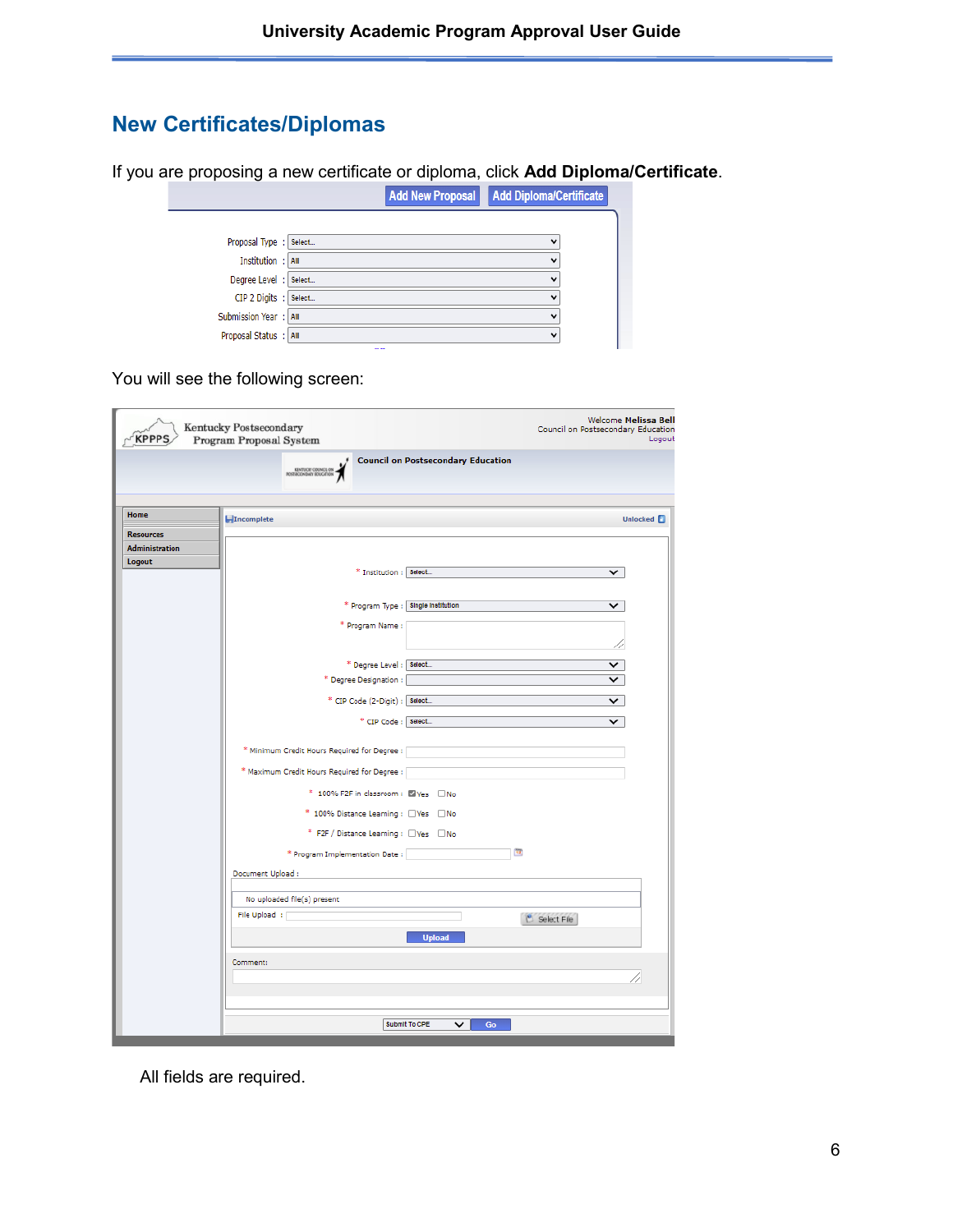## New Certificates/Diplomas

If you are proposing a new certificate or diploma, click **Add Diploma/Certificate**.

You will see the following screen:

All fields are required.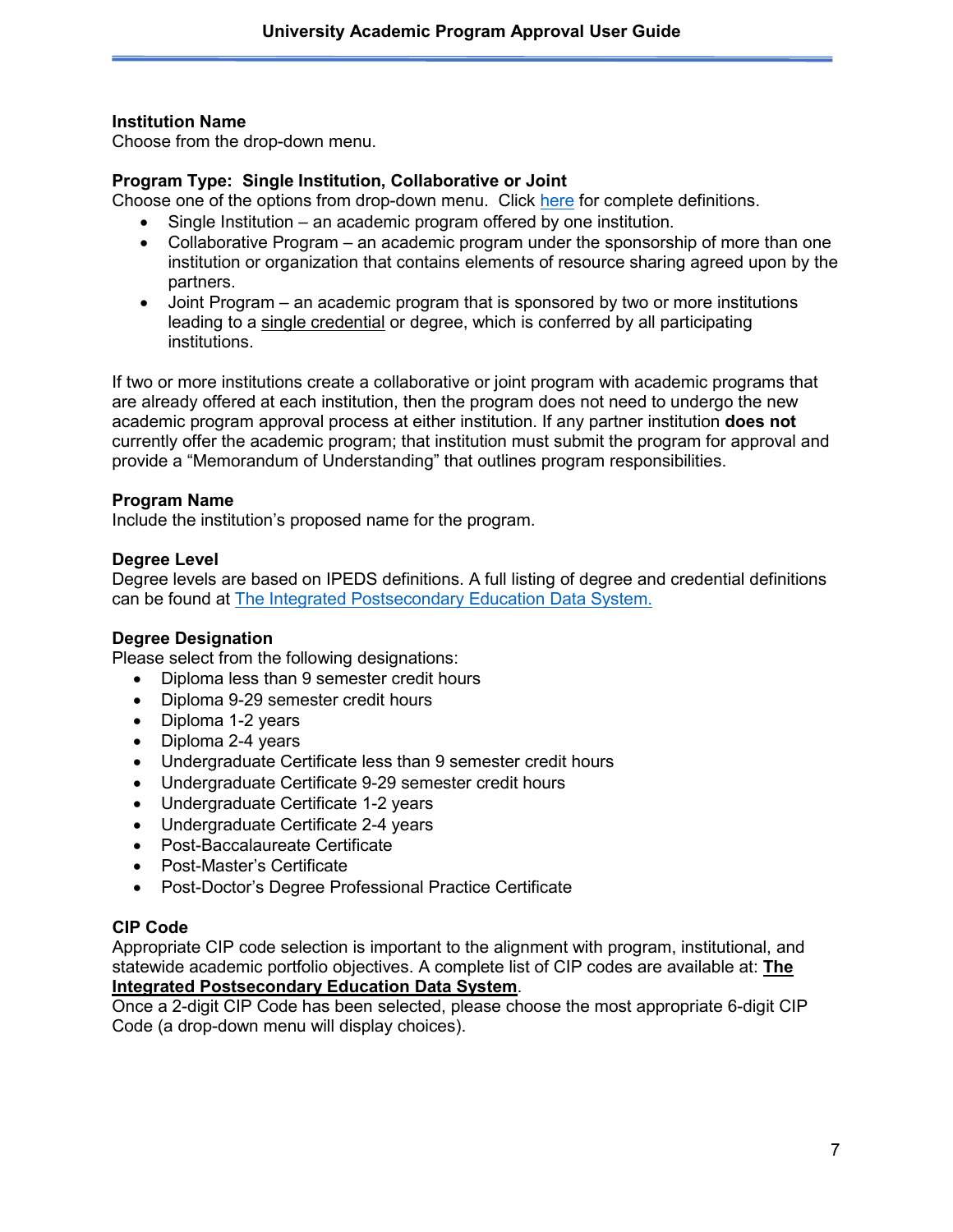### Institution Name

Choose from the drop-down menu.

### Program Type: Single Institution, Collaborative or Joint

Choose one of the options from drop-down menu. Click here for complete definitions.

- Single Institution – an academic program offered by one institution.
- Collaborative Program – an academic program under the sponsorship of more than one institution or organization that contains elements of resource sharing agreed upon by the partners.
- Joint Program – an academic program that is sponsored by two or more institutions leading to a single credential or degree, which is conferred by all participating institutions.

If two or more institutions create a collaborative or joint program with academic programs that are already offered at each institution, then the program does not need to undergo the new academic program approval process at either institution. If any partner institution **does not** currently offer the academic program; that institution must submit the program for approval and provide a "Memorandum of Understanding" that outlines program responsibilities.

### Program Name

Include the institution's proposed name for the program.

### Degree Level

Degree levels are based on IPEDS definitions. A full listing of degree and credential definitions can be found at The Integrated Postsecondary Education Data System.

### Degree Designation

Please select from the following designations:

- Diploma less than 9 semester credit hours
- Diploma 9-29 semester credit hours
- Diploma 1-2 years
- Diploma 2-4 years
- Undergraduate Certificate less than 9 semester credit hours
- Undergraduate Certificate 9-29 semester credit hours
- Undergraduate Certificate 1-2 years
- Undergraduate Certificate 2-4 years
- Post-Baccalaureate Certificate
- Post-Master's Certificate
- Post-Doctor's Degree Professional Practice Certificate

### CIP Code

Appropriate CIP code selection is important to the alignment with program, institutional, and statewide academic portfolio objectives. A complete list of CIP codes are available at: **The Integrated Postsecondary Education Data System**.

Once a 2-digit CIP Code has been selected, please choose the most appropriate 6-digit CIP Code (a drop-down menu will display choices).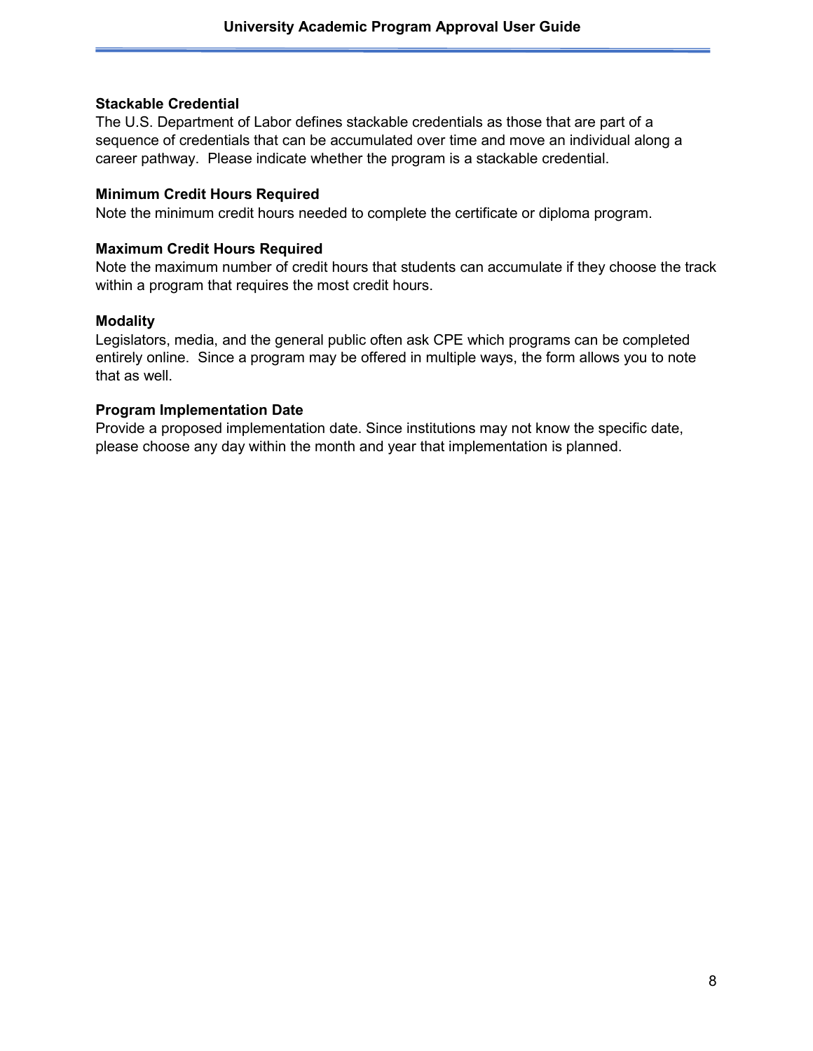### Stackable Credential

The U.S. Department of Labor defines stackable credentials as those that are part of a sequence of credentials that can be accumulated over time and move an individual along a career pathway. Please indicate whether the program is a stackable credential.

### Minimum Credit Hours Required

Note the minimum credit hours needed to complete the certificate or diploma program.

### Maximum Credit Hours Required

Note the maximum number of credit hours that students can accumulate if they choose the track within a program that requires the most credit hours.

### Modality

Legislators, media, and the general public often ask CPE which programs can be completed entirely online. Since a program may be offered in multiple ways, the form allows you to note that as well.

### Program Implementation Date

Provide a proposed implementation date. Since institutions may not know the specific date, please choose any day within the month and year that implementation is planned.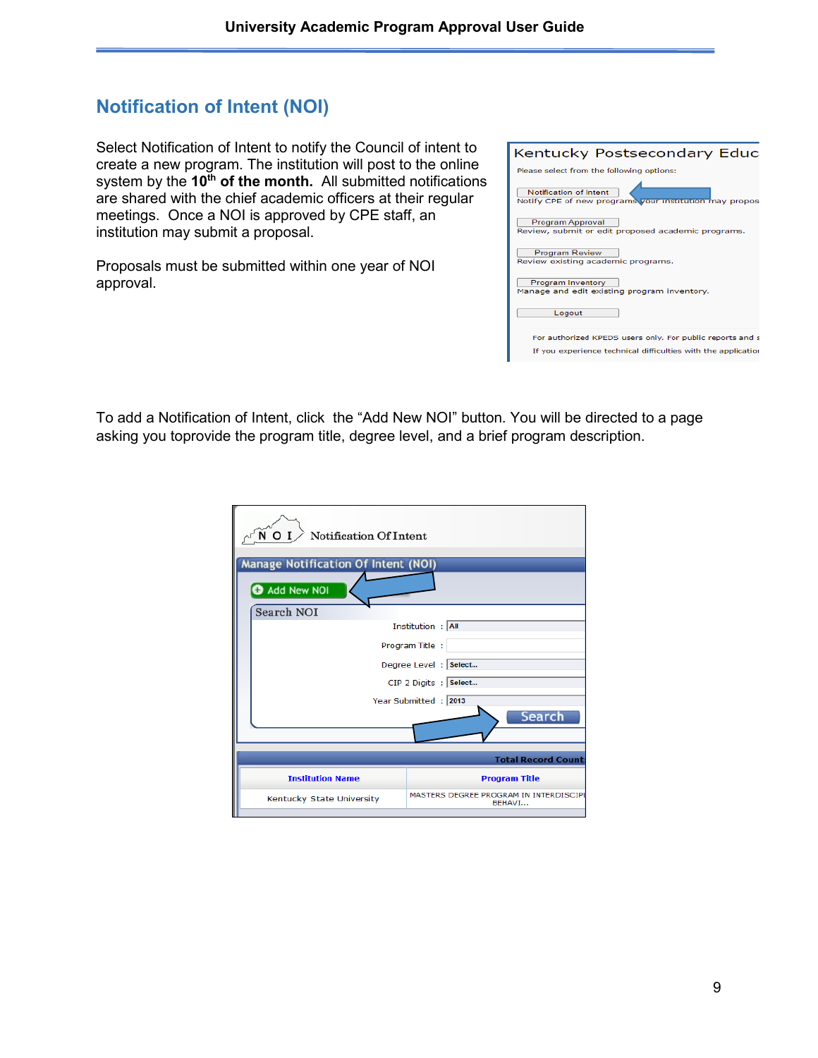## Notification of Intent (NOI)

Select Notification of Intent to notify the Council of intent to create a new program. The institution will post to the online system by the **10th of the month.** All submitted notifications are shared with the chief academic officers at their regular meetings. Once a NOI is approved by CPE staff, an institution may submit a proposal.

Proposals must be submitted within one year of NOI approval.

To add a Notification of Intent, click the “Add New NOI” button. You will be directed to a page asking you toprovide the program title, degree level, and a brief program description.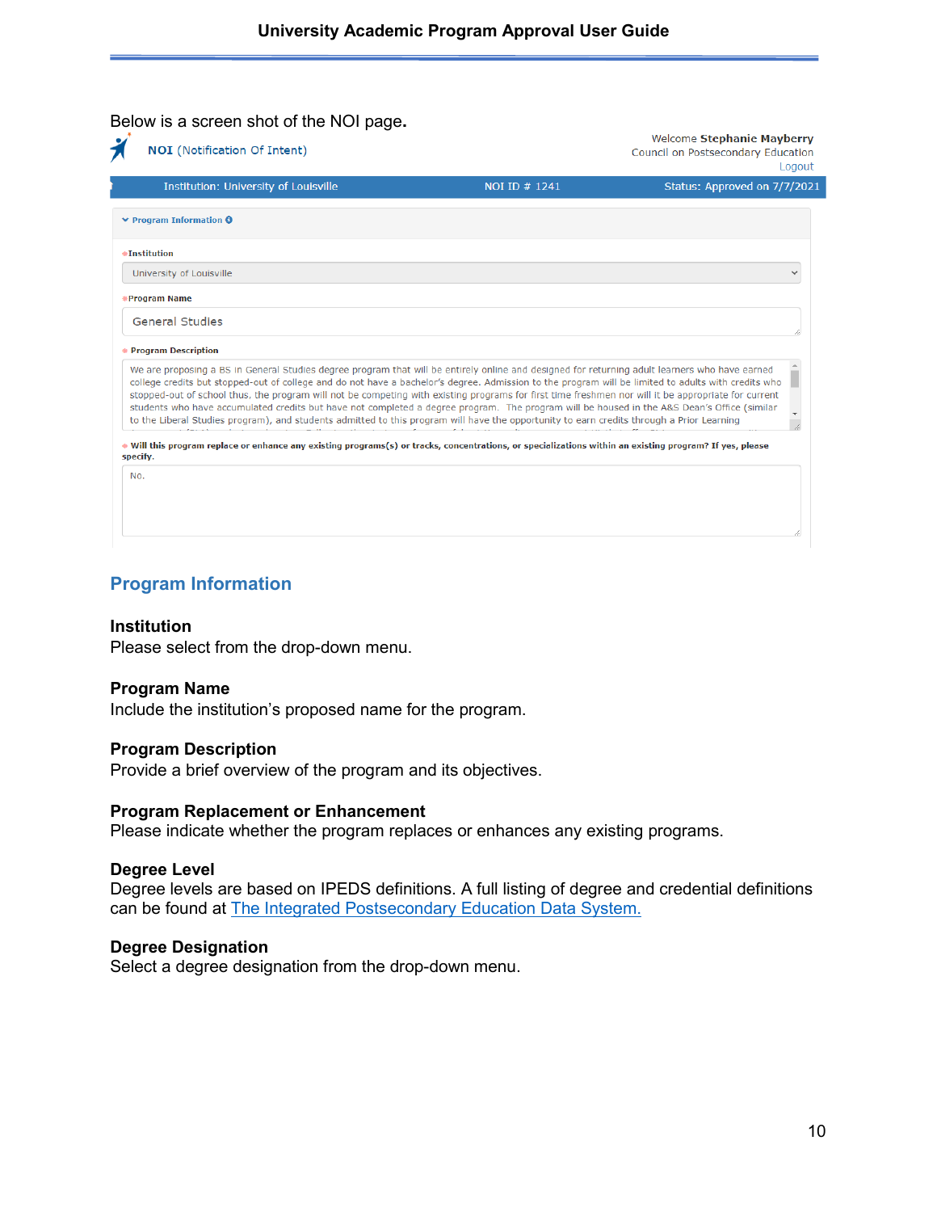Below is a screen shot of the NOI page**.**

NOI (Notification Of Intent)

Welcome **Stephanie Mayberry**
Council on Postsecondary Education
Logout

Institution: University of Louisville | NOI ID # 1241 | Status: Approved on 7/7/2021

**Program Information**

**Institution**
University of Louisville

**Program Name**
General Studies

**Program Description**
We are proposing a BS in General Studies degree program that will be entirely online and designed for returning adult learners who have earned college credits but stopped-out of college and do not have a bachelor's degree. Admission to the program will be limited to adults with credits who stopped-out of school thus, the program will not be competing with existing programs for first time freshmen nor will it be appropriate for current students who have accumulated credits but have not completed a degree program. The program will be housed in the A&S Dean's Office (similar to the Liberal Studies program), and students admitted to this program will have the opportunity to earn credits through a Prior Learning

**Will this program replace or enhance any existing programs(s) or tracks, concentrations, or specializations within an existing program? If yes, please specify.**
No.

## Program Information

### Institution
Please select from the drop-down menu.

### Program Name
Include the institution's proposed name for the program.

### Program Description
Provide a brief overview of the program and its objectives.

### Program Replacement or Enhancement
Please indicate whether the program replaces or enhances any existing programs.

### Degree Level
Degree levels are based on IPEDS definitions. A full listing of degree and credential definitions can be found at [The Integrated Postsecondary Education Data System.]()

### Degree Designation
Select a degree designation from the drop-down menu.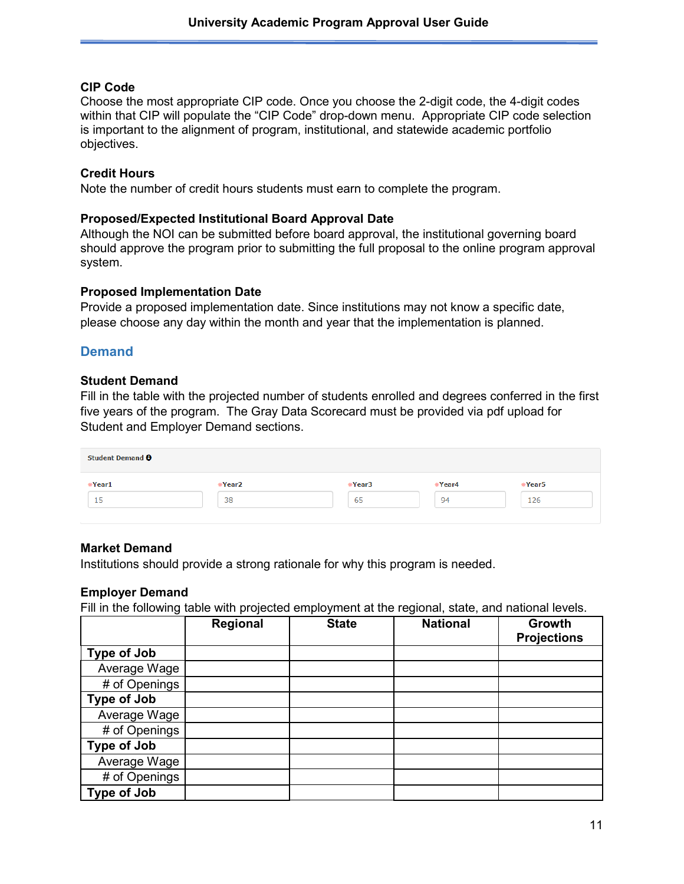### CIP Code

Choose the most appropriate CIP code. Once you choose the 2-digit code, the 4-digit codes within that CIP will populate the "CIP Code" drop-down menu. Appropriate CIP code selection is important to the alignment of program, institutional, and statewide academic portfolio objectives.

### Credit Hours

Note the number of credit hours students must earn to complete the program.

### Proposed/Expected Institutional Board Approval Date

Although the NOI can be submitted before board approval, the institutional governing board should approve the program prior to submitting the full proposal to the online program approval system.

### Proposed Implementation Date

Provide a proposed implementation date. Since institutions may not know a specific date, please choose any day within the month and year that the implementation is planned.

## Demand

### Student Demand

Fill in the table with the projected number of students enrolled and degrees conferred in the first five years of the program. The Gray Data Scorecard must be provided via pdf upload for Student and Employer Demand sections.

**Student Demand**

| *Year1 | *Year2 | *Year3 | *Year4 | *Year5 |
|---|---|---|---|---|
| 15 | 38 | 65 | 94 | 126 |

### Market Demand

Institutions should provide a strong rationale for why this program is needed.

### Employer Demand

Fill in the following table with projected employment at the regional, state, and national levels.

| | Regional | State | National | Growth Projections |
|---|---|---|---|---|
| **Type of Job** | | | | |
| Average Wage | | | | |
| # of Openings | | | | |
| **Type of Job** | | | | |
| Average Wage | | | | |
| # of Openings | | | | |
| **Type of Job** | | | | |
| Average Wage | | | | |
| # of Openings | | | | |
| **Type of Job** | | | | |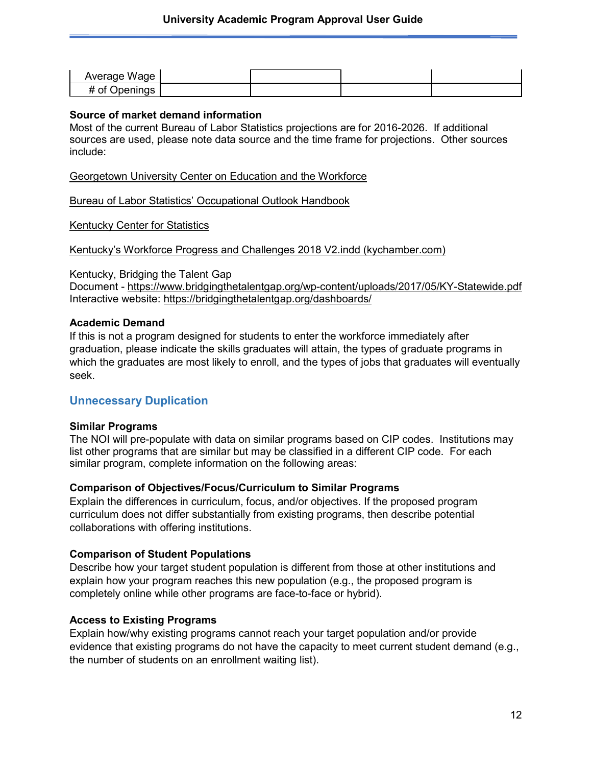| Average Wage | | | | |
|---|---|---|---|---|
| # of Openings | | | | |

**Source of market demand information**
Most of the current Bureau of Labor Statistics projections are for 2016-2026. If additional sources are used, please note data source and the time frame for projections. Other sources include:

Georgetown University Center on Education and the Workforce

Bureau of Labor Statistics' Occupational Outlook Handbook

Kentucky Center for Statistics

Kentucky's Workforce Progress and Challenges 2018 V2.indd (kychamber.com)

Kentucky, Bridging the Talent Gap
Document - https://www.bridgingthetalentgap.org/wp-content/uploads/2017/05/KY-Statewide.pdf
Interactive website: https://bridgingthetalentgap.org/dashboards/

**Academic Demand**
If this is not a program designed for students to enter the workforce immediately after graduation, please indicate the skills graduates will attain, the types of graduate programs in which the graduates are most likely to enroll, and the types of jobs that graduates will eventually seek.

## Unnecessary Duplication

**Similar Programs**
The NOI will pre-populate with data on similar programs based on CIP codes. Institutions may list other programs that are similar but may be classified in a different CIP code. For each similar program, complete information on the following areas:

**Comparison of Objectives/Focus/Curriculum to Similar Programs**
Explain the differences in curriculum, focus, and/or objectives. If the proposed program curriculum does not differ substantially from existing programs, then describe potential collaborations with offering institutions.

**Comparison of Student Populations**
Describe how your target student population is different from those at other institutions and explain how your program reaches this new population (e.g., the proposed program is completely online while other programs are face-to-face or hybrid).

**Access to Existing Programs**
Explain how/why existing programs cannot reach your target population and/or provide evidence that existing programs do not have the capacity to meet current student demand (e.g., the number of students on an enrollment waiting list).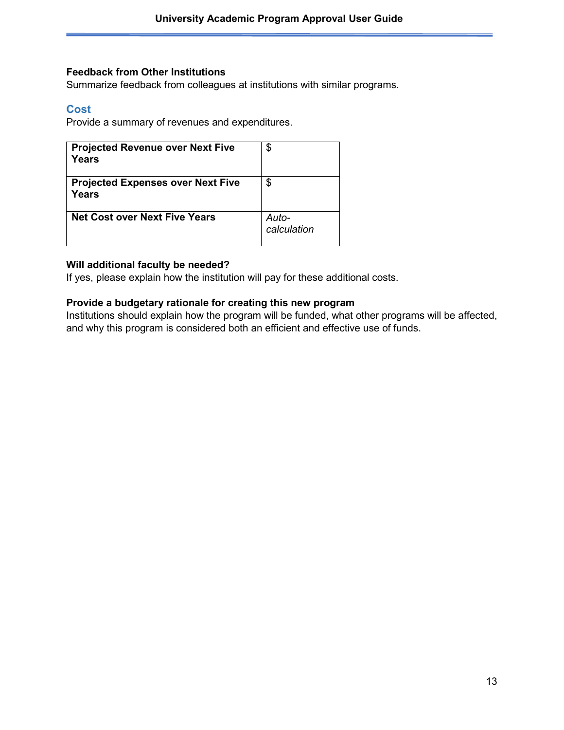**Feedback from Other Institutions**
Summarize feedback from colleagues at institutions with similar programs.

## Cost

Provide a summary of revenues and expenditures.

| **Projected Revenue over Next Five Years** | $ |
|---|---|
| **Projected Expenses over Next Five Years** | $ |
| **Net Cost over Next Five Years** | *Auto-calculation* |

**Will additional faculty be needed?**
If yes, please explain how the institution will pay for these additional costs.

**Provide a budgetary rationale for creating this new program**
Institutions should explain how the program will be funded, what other programs will be affected, and why this program is considered both an efficient and effective use of funds.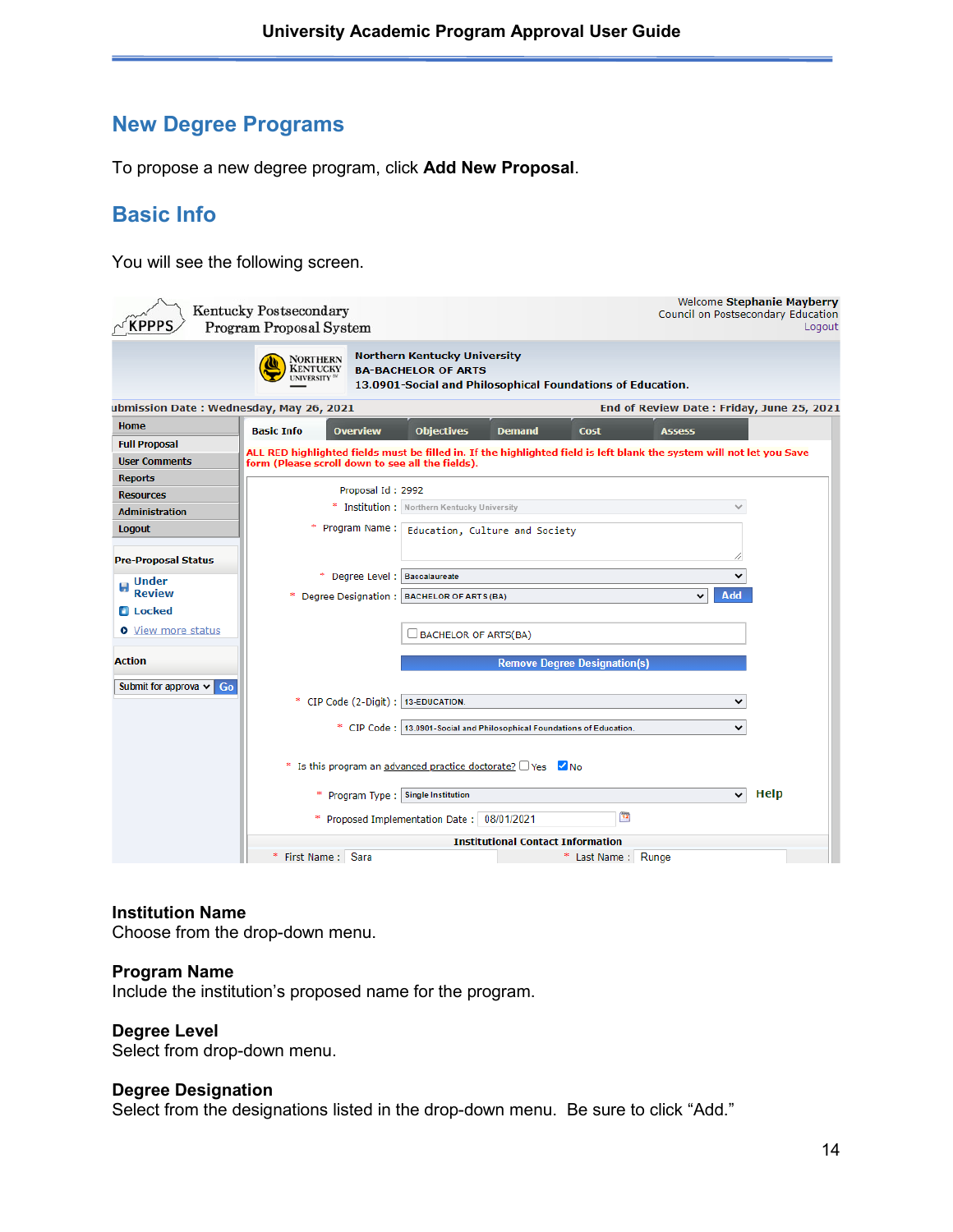## New Degree Programs

To propose a new degree program, click **Add New Proposal**.

## Basic Info

You will see the following screen.

**Institution Name**
Choose from the drop-down menu.

**Program Name**
Include the institution's proposed name for the program.

**Degree Level**
Select from drop-down menu.

**Degree Designation**
Select from the designations listed in the drop-down menu. Be sure to click "Add."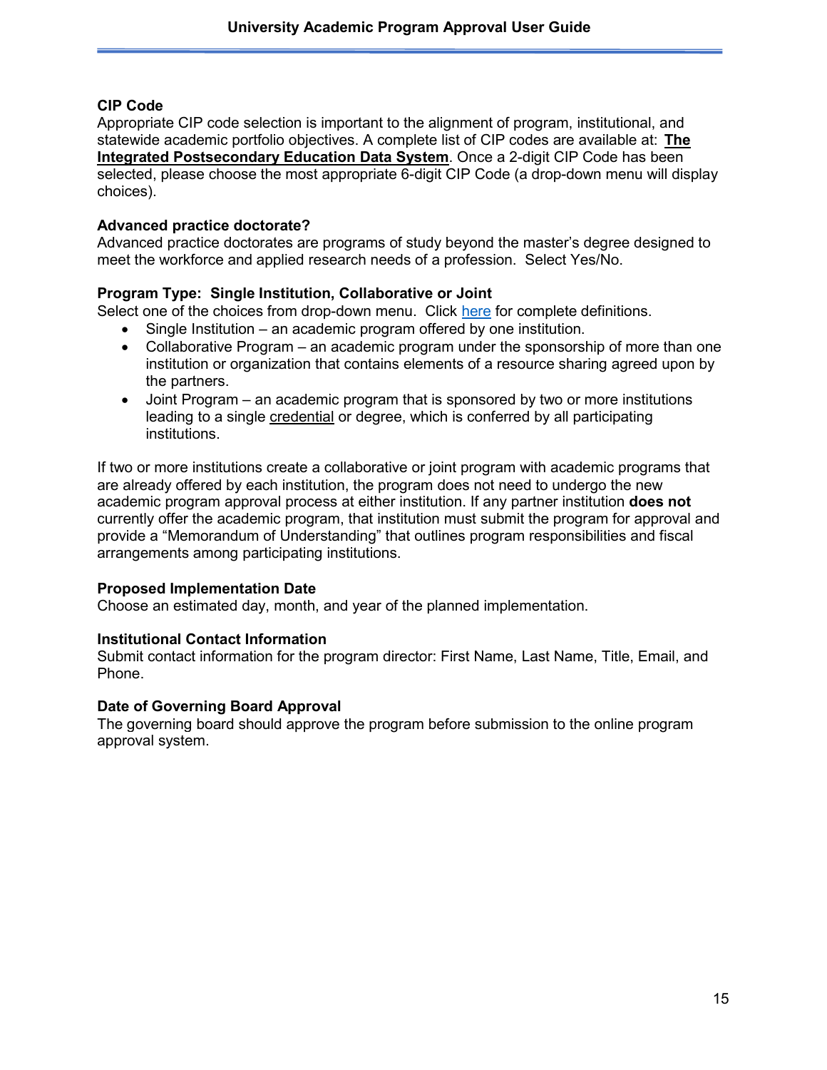**CIP Code**
Appropriate CIP code selection is important to the alignment of program, institutional, and statewide academic portfolio objectives. A complete list of CIP codes are available at: **The Integrated Postsecondary Education Data System**. Once a 2-digit CIP Code has been selected, please choose the most appropriate 6-digit CIP Code (a drop-down menu will display choices).

**Advanced practice doctorate?**
Advanced practice doctorates are programs of study beyond the master's degree designed to meet the workforce and applied research needs of a profession. Select Yes/No.

**Program Type: Single Institution, Collaborative or Joint**
Select one of the choices from drop-down menu. Click here for complete definitions.

- Single Institution – an academic program offered by one institution.
- Collaborative Program – an academic program under the sponsorship of more than one institution or organization that contains elements of a resource sharing agreed upon by the partners.
- Joint Program – an academic program that is sponsored by two or more institutions leading to a single credential or degree, which is conferred by all participating institutions.

If two or more institutions create a collaborative or joint program with academic programs that are already offered by each institution, the program does not need to undergo the new academic program approval process at either institution. If any partner institution **does not** currently offer the academic program, that institution must submit the program for approval and provide a "Memorandum of Understanding" that outlines program responsibilities and fiscal arrangements among participating institutions.

**Proposed Implementation Date**
Choose an estimated day, month, and year of the planned implementation.

**Institutional Contact Information**
Submit contact information for the program director: First Name, Last Name, Title, Email, and Phone.

**Date of Governing Board Approval**
The governing board should approve the program before submission to the online program approval system.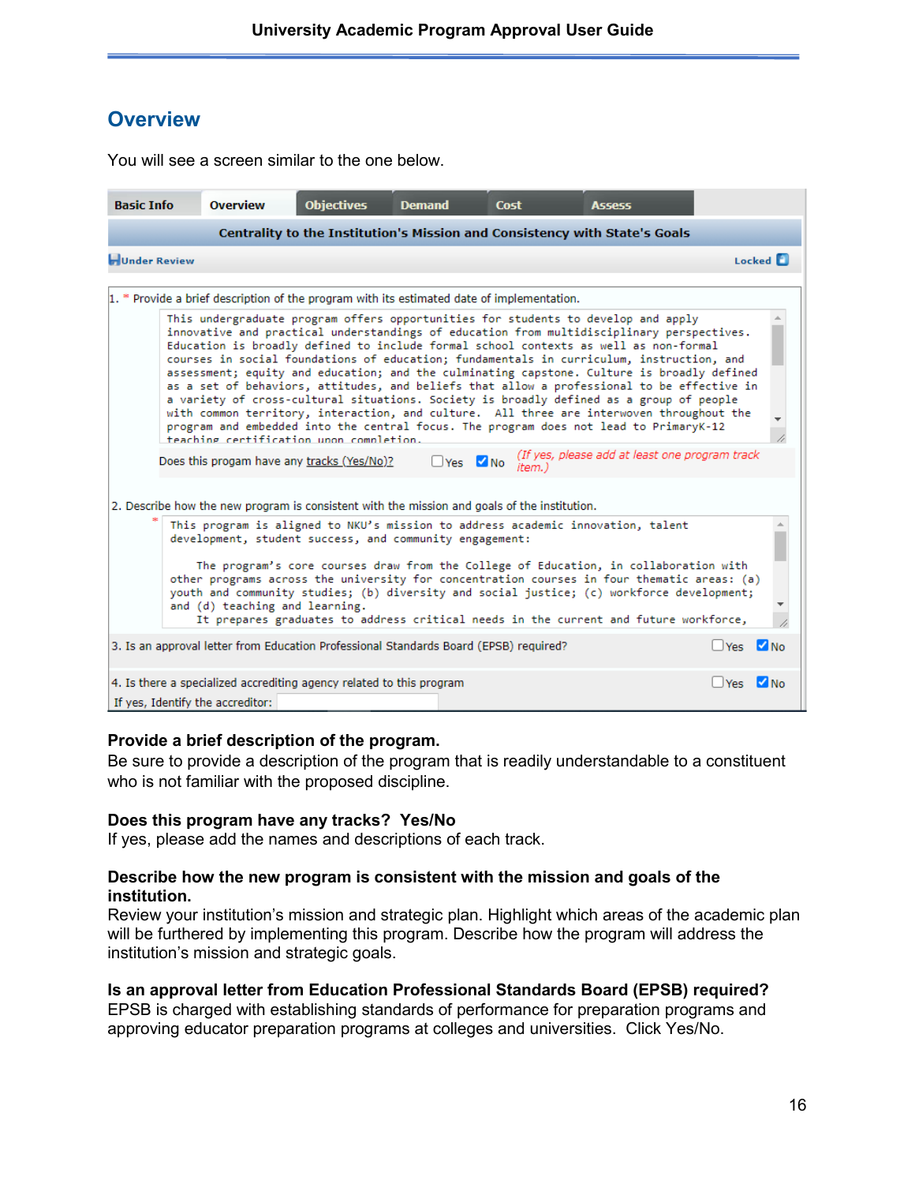## Overview

You will see a screen similar to the one below.

| Basic Info | Overview | Objectives | Demand | Cost | Assess |
|---|---|---|---|---|---|

**Centrality to the Institution's Mission and Consistency with State's Goals**

Under Review | Locked

1. * Provide a brief description of the program with its estimated date of implementation.

```
This undergraduate program offers opportunities for students to develop and apply
innovative and practical understandings of education from multidisciplinary perspectives.
Education is broadly defined to include formal school contexts as well as non-formal
courses in social foundations of education; fundamentals in curriculum, instruction, and
assessment; equity and education; and the culminating capstone. Culture is broadly defined
as a set of behaviors, attitudes, and beliefs that allow a professional to be effective in
a variety of cross-cultural situations. Society is broadly defined as a group of people
with common territory, interaction, and culture.  All three are interwoven throughout the
program and embedded into the central focus. The program does not lead to PrimaryK-12
teaching certification upon completion.
```

Does this progam have any tracks (Yes/No)? ☐ Yes ☑ No *(If yes, please add at least one program track item.)*

2. Describe how the new program is consistent with the mission and goals of the institution.

```
This program is aligned to NKU's mission to address academic innovation, talent
development, student success, and community engagement:

    The program's core courses draw from the College of Education, in collaboration with
other programs across the university for concentration courses in four thematic areas: (a)
youth and community studies; (b) diversity and social justice; (c) workforce development;
and (d) teaching and learning.
    It prepares graduates to address critical needs in the current and future workforce,
```

3. Is an approval letter from Education Professional Standards Board (EPSB) required? ☐ Yes ☑ No

4. Is there a specialized accrediting agency related to this program ☐ Yes ☑ No

If yes, Identify the accreditor:

**Provide a brief description of the program.**
Be sure to provide a description of the program that is readily understandable to a constituent who is not familiar with the proposed discipline.

**Does this program have any tracks? Yes/No**
If yes, please add the names and descriptions of each track.

**Describe how the new program is consistent with the mission and goals of the institution.**
Review your institution's mission and strategic plan. Highlight which areas of the academic plan will be furthered by implementing this program. Describe how the program will address the institution's mission and strategic goals.

**Is an approval letter from Education Professional Standards Board (EPSB) required?**
EPSB is charged with establishing standards of performance for preparation programs and approving educator preparation programs at colleges and universities. Click Yes/No.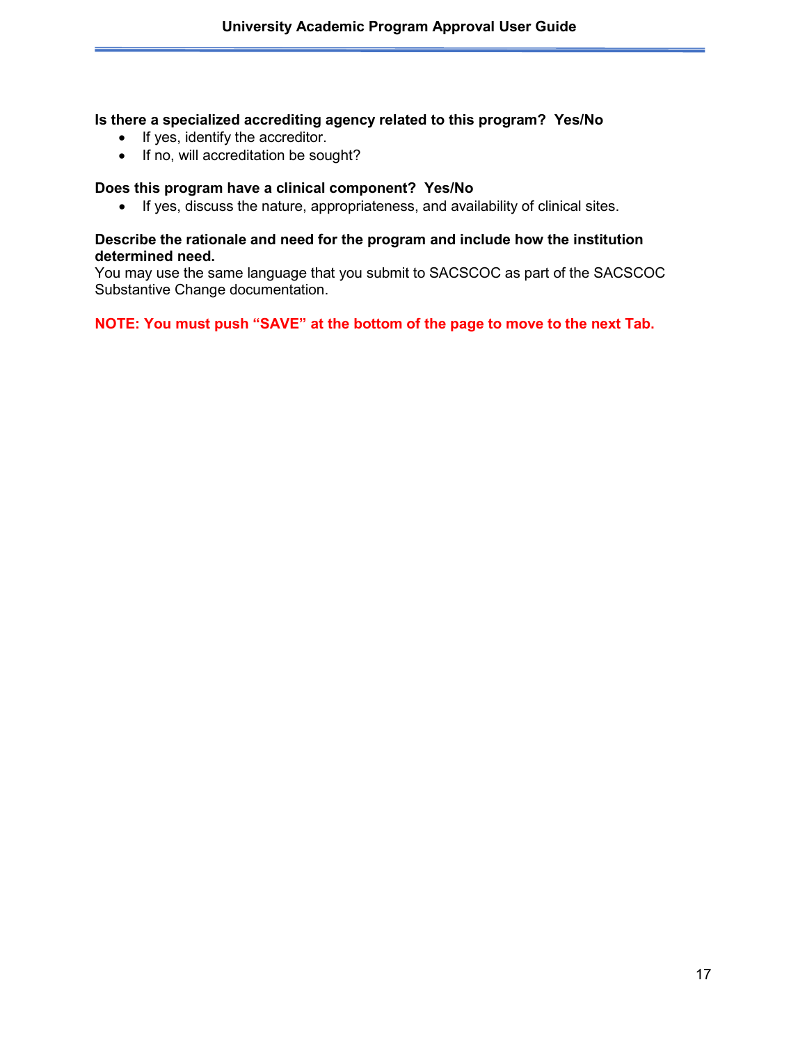**Is there a specialized accrediting agency related to this program?  Yes/No**

- If yes, identify the accreditor.
- If no, will accreditation be sought?

**Does this program have a clinical component?  Yes/No**

- If yes, discuss the nature, appropriateness, and availability of clinical sites.

**Describe the rationale and need for the program and include how the institution determined need.**
You may use the same language that you submit to SACSCOC as part of the SACSCOC Substantive Change documentation.

**NOTE: You must push "SAVE" at the bottom of the page to move to the next Tab.**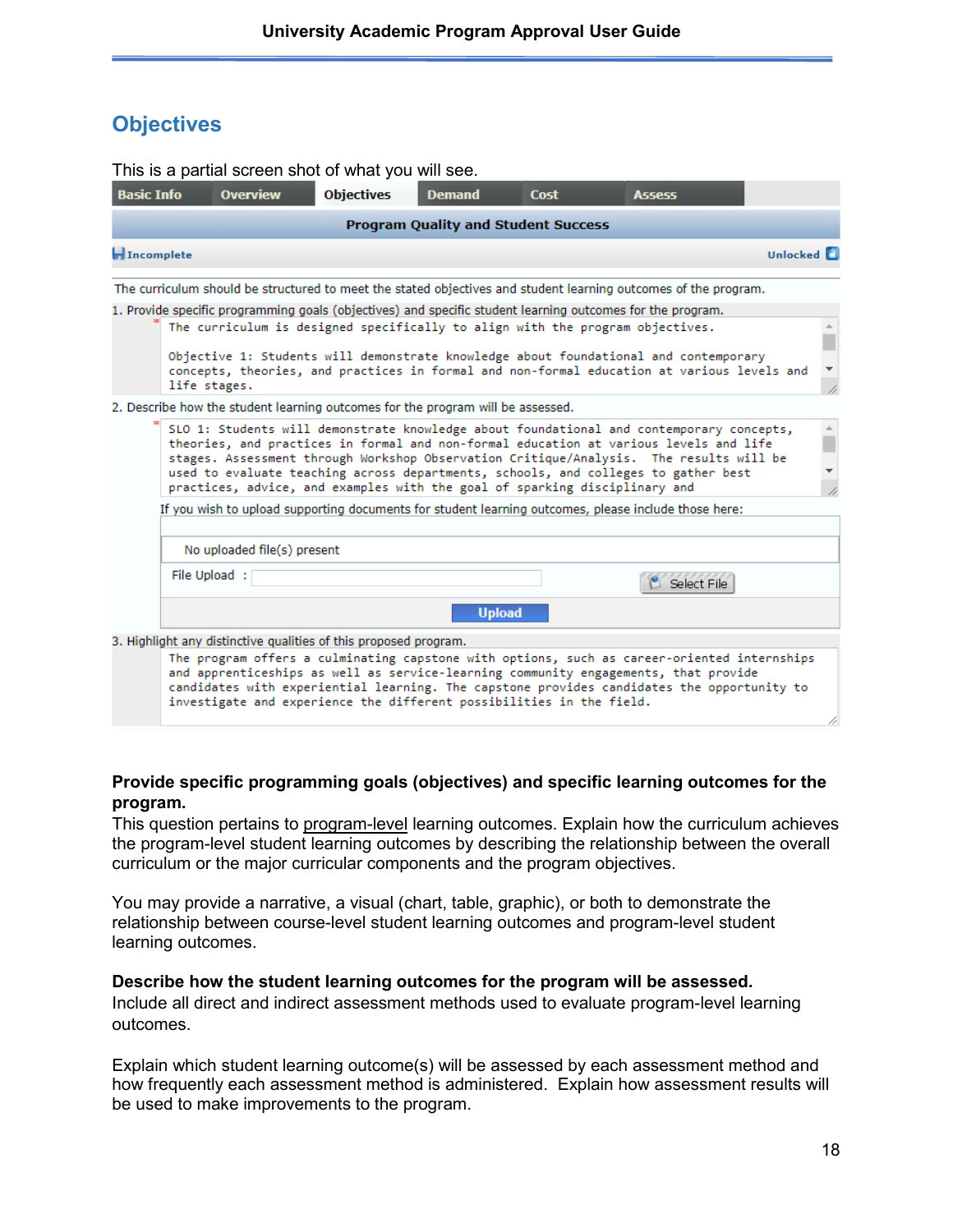## Objectives

This is a partial screen shot of what you will see.

Basic Info | Overview | Objectives | Demand | Cost | Assess

**Program Quality and Student Success**

Incomplete — Unlocked

The curriculum should be structured to meet the stated objectives and student learning outcomes of the program.

1. Provide specific programming goals (objectives) and specific student learning outcomes for the program.

   The curriculum is designed specifically to align with the program objectives.

   Objective 1: Students will demonstrate knowledge about foundational and contemporary concepts, theories, and practices in formal and non-formal education at various levels and life stages.

2. Describe how the student learning outcomes for the program will be assessed.

   SLO 1: Students will demonstrate knowledge about foundational and contemporary concepts, theories, and practices in formal and non-formal education at various levels and life stages. Assessment through Workshop Observation Critique/Analysis. The results will be used to evaluate teaching across departments, schools, and colleges to gather best practices, advice, and examples with the goal of sparking disciplinary and

   If you wish to upload supporting documents for student learning outcomes, please include those here:

   No uploaded file(s) present

   File Upload : Select File

   Upload

3. Highlight any distinctive qualities of this proposed program.

   The program offers a culminating capstone with options, such as career-oriented internships and apprenticeships as well as service-learning community engagements, that provide candidates with experiential learning. The capstone provides candidates the opportunity to investigate and experience the different possibilities in the field.

**Provide specific programming goals (objectives) and specific learning outcomes for the program.**
This question pertains to program-level learning outcomes. Explain how the curriculum achieves the program-level student learning outcomes by describing the relationship between the overall curriculum or the major curricular components and the program objectives.

You may provide a narrative, a visual (chart, table, graphic), or both to demonstrate the relationship between course-level student learning outcomes and program-level student learning outcomes.

**Describe how the student learning outcomes for the program will be assessed.**
Include all direct and indirect assessment methods used to evaluate program-level learning outcomes.

Explain which student learning outcome(s) will be assessed by each assessment method and how frequently each assessment method is administered. Explain how assessment results will be used to make improvements to the program.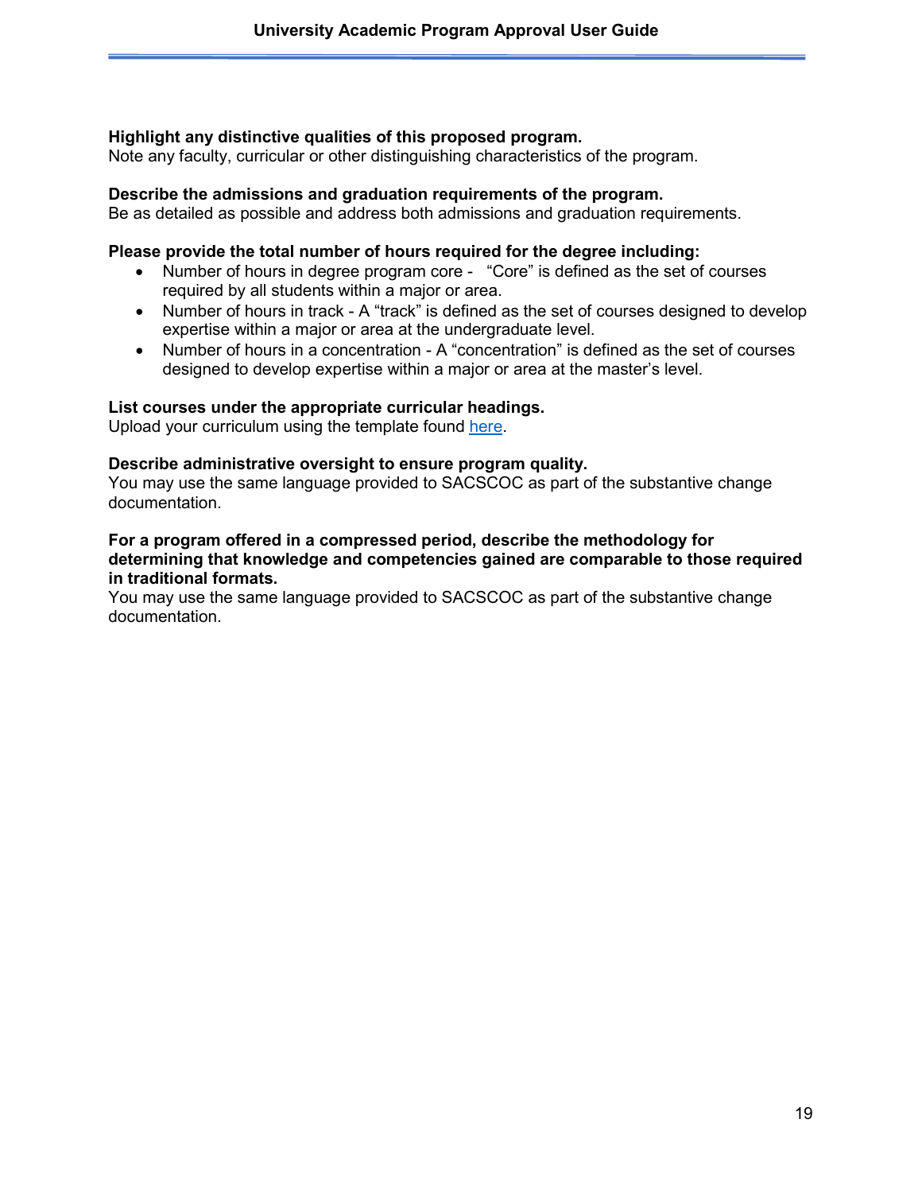**Highlight any distinctive qualities of this proposed program.**
Note any faculty, curricular or other distinguishing characteristics of the program.

**Describe the admissions and graduation requirements of the program.**
Be as detailed as possible and address both admissions and graduation requirements.

**Please provide the total number of hours required for the degree including:**

- Number of hours in degree program core - "Core" is defined as the set of courses required by all students within a major or area.
- Number of hours in track - A "track" is defined as the set of courses designed to develop expertise within a major or area at the undergraduate level.
- Number of hours in a concentration - A "concentration" is defined as the set of courses designed to develop expertise within a major or area at the master's level.

**List courses under the appropriate curricular headings.**
Upload your curriculum using the template found here.

**Describe administrative oversight to ensure program quality.**
You may use the same language provided to SACSCOC as part of the substantive change documentation.

**For a program offered in a compressed period, describe the methodology for determining that knowledge and competencies gained are comparable to those required in traditional formats.**
You may use the same language provided to SACSCOC as part of the substantive change documentation.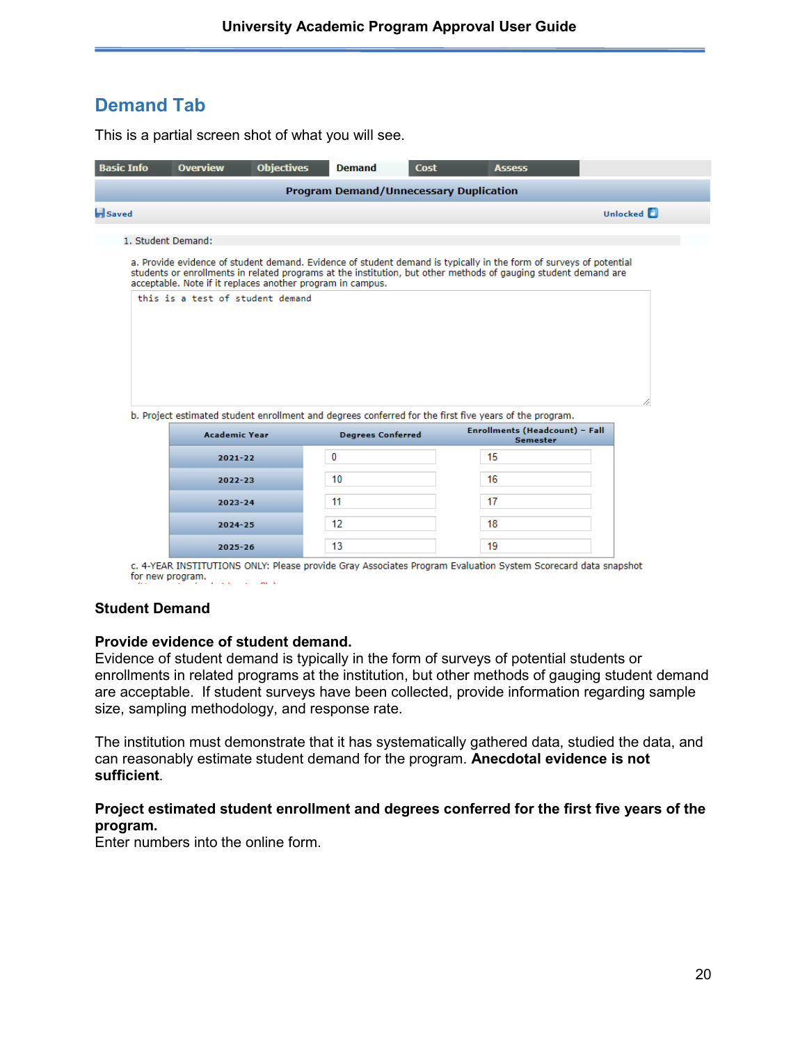## Demand Tab

This is a partial screen shot of what you will see.

| Basic Info | Overview | Objectives | Demand | Cost | Assess |
|---|---|---|---|---|---|

**Program Demand/Unnecessary Duplication**

Saved                                                    Unlocked

1. Student Demand:

a. Provide evidence of student demand. Evidence of student demand is typically in the form of surveys of potential students or enrollments in related programs at the institution, but other methods of gauging student demand are acceptable. Note if it replaces another program in campus.

```
this is a test of student demand
```

b. Project estimated student enrollment and degrees conferred for the first five years of the program.

| Academic Year | Degrees Conferred | Enrollments (Headcount) – Fall Semester |
|---|---|---|
| 2021-22 | 0 | 15 |
| 2022-23 | 10 | 16 |
| 2023-24 | 11 | 17 |
| 2024-25 | 12 | 18 |
| 2025-26 | 13 | 19 |

c. 4-YEAR INSTITUTIONS ONLY: Please provide Gray Associates Program Evaluation System Scorecard data snapshot for new program.

### Student Demand

**Provide evidence of student demand.**
Evidence of student demand is typically in the form of surveys of potential students or enrollments in related programs at the institution, but other methods of gauging student demand are acceptable. If student surveys have been collected, provide information regarding sample size, sampling methodology, and response rate.

The institution must demonstrate that it has systematically gathered data, studied the data, and can reasonably estimate student demand for the program. **Anecdotal evidence is not sufficient**.

**Project estimated student enrollment and degrees conferred for the first five years of the program.**
Enter numbers into the online form.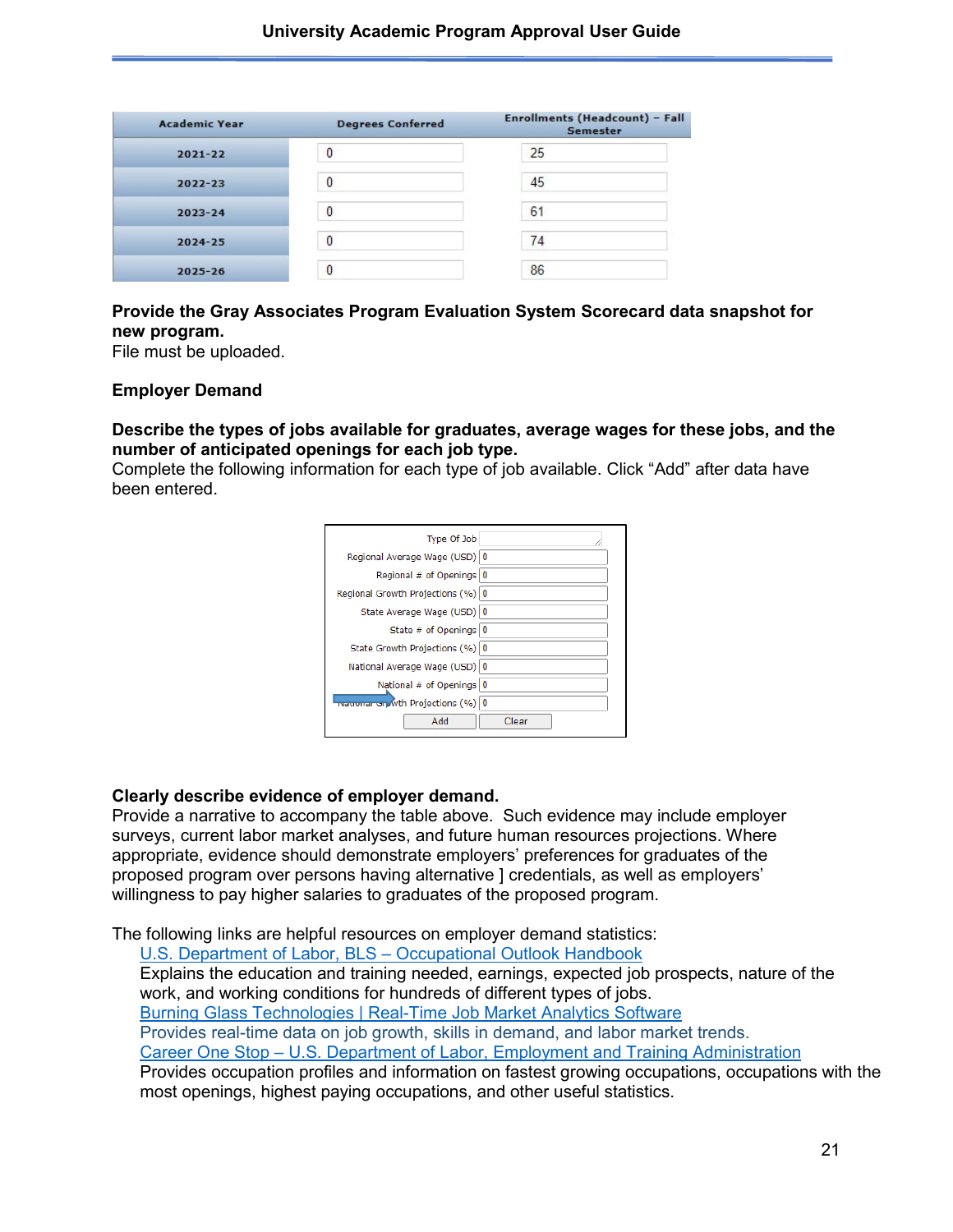| Academic Year | Degrees Conferred | Enrollments (Headcount) – Fall Semester |
|---|---|---|
| 2021-22 | 0 | 25 |
| 2022-23 | 0 | 45 |
| 2023-24 | 0 | 61 |
| 2024-25 | 0 | 74 |
| 2025-26 | 0 | 86 |

**Provide the Gray Associates Program Evaluation System Scorecard data snapshot for new program.**
File must be uploaded.

**Employer Demand**

**Describe the types of jobs available for graduates, average wages for these jobs, and the number of anticipated openings for each job type.**
Complete the following information for each type of job available. Click “Add” after data have been entered.

| Field | Value |
|---|---|
| Type Of Job | |
| Regional Average Wage (USD) | 0 |
| Regional # of Openings | 0 |
| Regional Growth Projections (%) | 0 |
| State Average Wage (USD) | 0 |
| State # of Openings | 0 |
| State Growth Projections (%) | 0 |
| National Average Wage (USD) | 0 |
| National # of Openings | 0 |
| National Growth Projections (%) | 0 |

Add | Clear

**Clearly describe evidence of employer demand.**
Provide a narrative to accompany the table above. Such evidence may include employer surveys, current labor market analyses, and future human resources projections. Where appropriate, evidence should demonstrate employers' preferences for graduates of the proposed program over persons having alternative ] credentials, as well as employers' willingness to pay higher salaries to graduates of the proposed program.

The following links are helpful resources on employer demand statistics:

- U.S. Department of Labor, BLS – Occupational Outlook Handbook
  Explains the education and training needed, earnings, expected job prospects, nature of the work, and working conditions for hundreds of different types of jobs.
- Burning Glass Technologies | Real-Time Job Market Analytics Software
  Provides real-time data on job growth, skills in demand, and labor market trends.
- Career One Stop – U.S. Department of Labor, Employment and Training Administration
  Provides occupation profiles and information on fastest growing occupations, occupations with the most openings, highest paying occupations, and other useful statistics.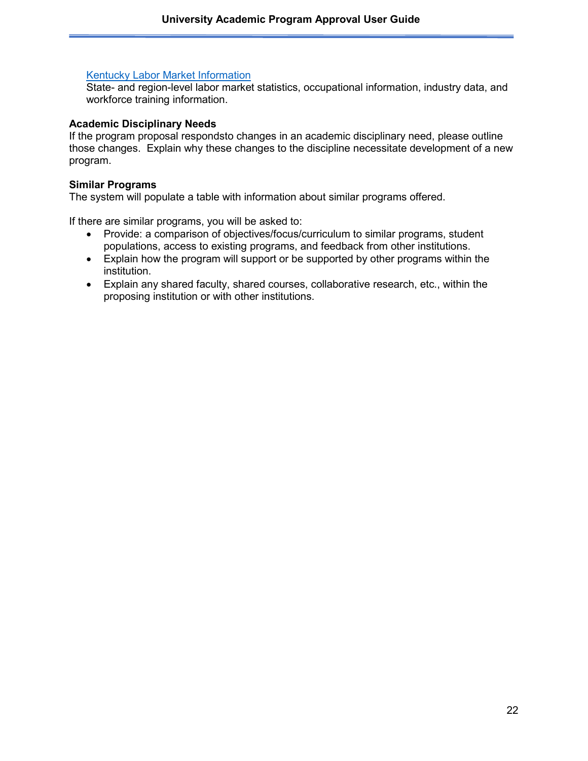[Kentucky Labor Market Information](#)
State- and region-level labor market statistics, occupational information, industry data, and workforce training information.

**Academic Disciplinary Needs**
If the program proposal respondsto changes in an academic disciplinary need, please outline those changes. Explain why these changes to the discipline necessitate development of a new program.

**Similar Programs**
The system will populate a table with information about similar programs offered.

If there are similar programs, you will be asked to:

- Provide: a comparison of objectives/focus/curriculum to similar programs, student populations, access to existing programs, and feedback from other institutions.
- Explain how the program will support or be supported by other programs within the institution.
- Explain any shared faculty, shared courses, collaborative research, etc., within the proposing institution or with other institutions.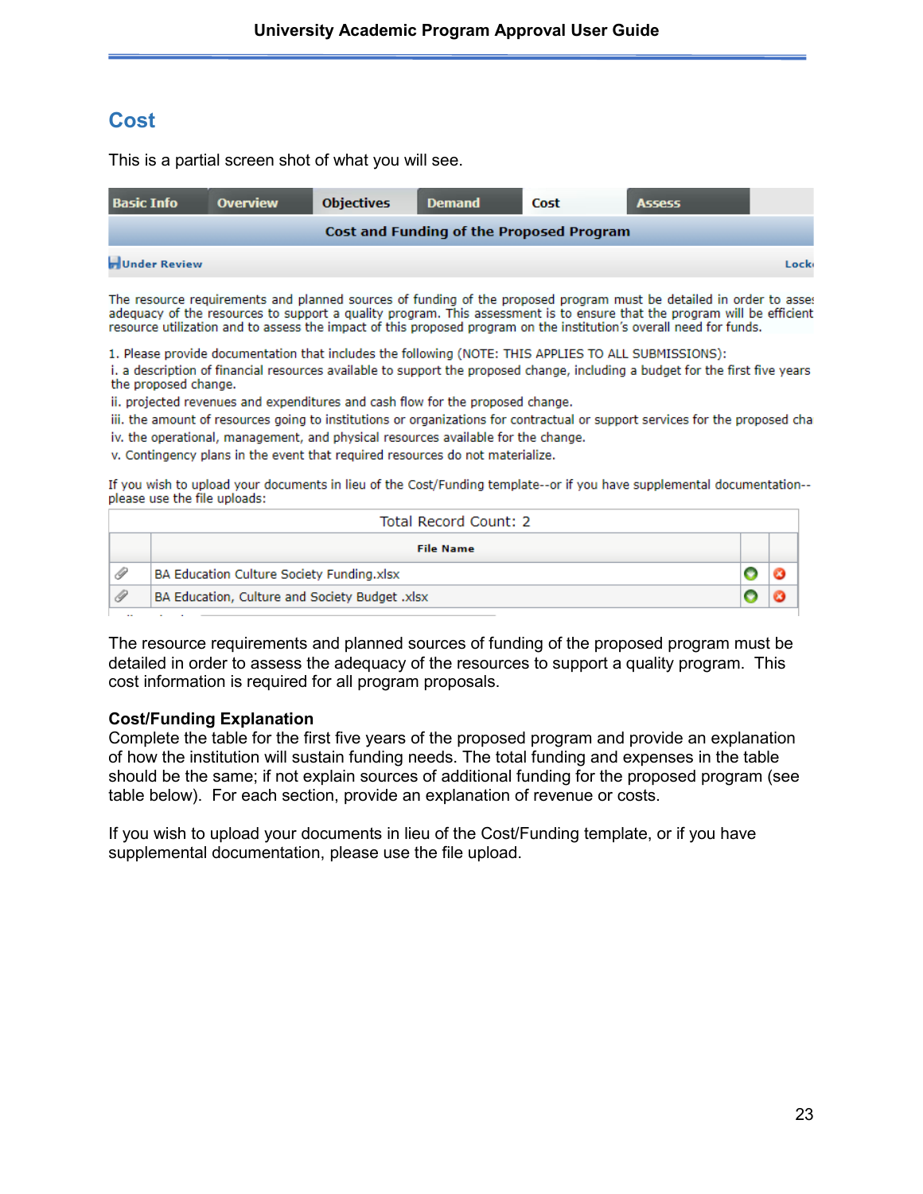# Cost

This is a partial screen shot of what you will see.

Basic Info | Overview | Objectives | Demand | Cost | Assess

**Cost and Funding of the Proposed Program**

Under Review | Lock

The resource requirements and planned sources of funding of the proposed program must be detailed in order to asses adequacy of the resources to support a quality program. This assessment is to ensure that the program will be efficient resource utilization and to assess the impact of this proposed program on the institution's overall need for funds.

1. Please provide documentation that includes the following (NOTE: THIS APPLIES TO ALL SUBMISSIONS):
i. a description of financial resources available to support the proposed change, including a budget for the first five years the proposed change.
ii. projected revenues and expenditures and cash flow for the proposed change.
iii. the amount of resources going to institutions or organizations for contractual or support services for the proposed cha
iv. the operational, management, and physical resources available for the change.
v. Contingency plans in the event that required resources do not materialize.

If you wish to upload your documents in lieu of the Cost/Funding template--or if you have supplemental documentation--please use the file uploads:

Total Record Count: 2

| | File Name | | |
|---|---|---|---|
| | BA Education Culture Society Funding.xlsx | | |
| | BA Education, Culture and Society Budget .xlsx | | |

The resource requirements and planned sources of funding of the proposed program must be detailed in order to assess the adequacy of the resources to support a quality program. This cost information is required for all program proposals.

**Cost/Funding Explanation**
Complete the table for the first five years of the proposed program and provide an explanation of how the institution will sustain funding needs. The total funding and expenses in the table should be the same; if not explain sources of additional funding for the proposed program (see table below). For each section, provide an explanation of revenue or costs.

If you wish to upload your documents in lieu of the Cost/Funding template, or if you have supplemental documentation, please use the file upload.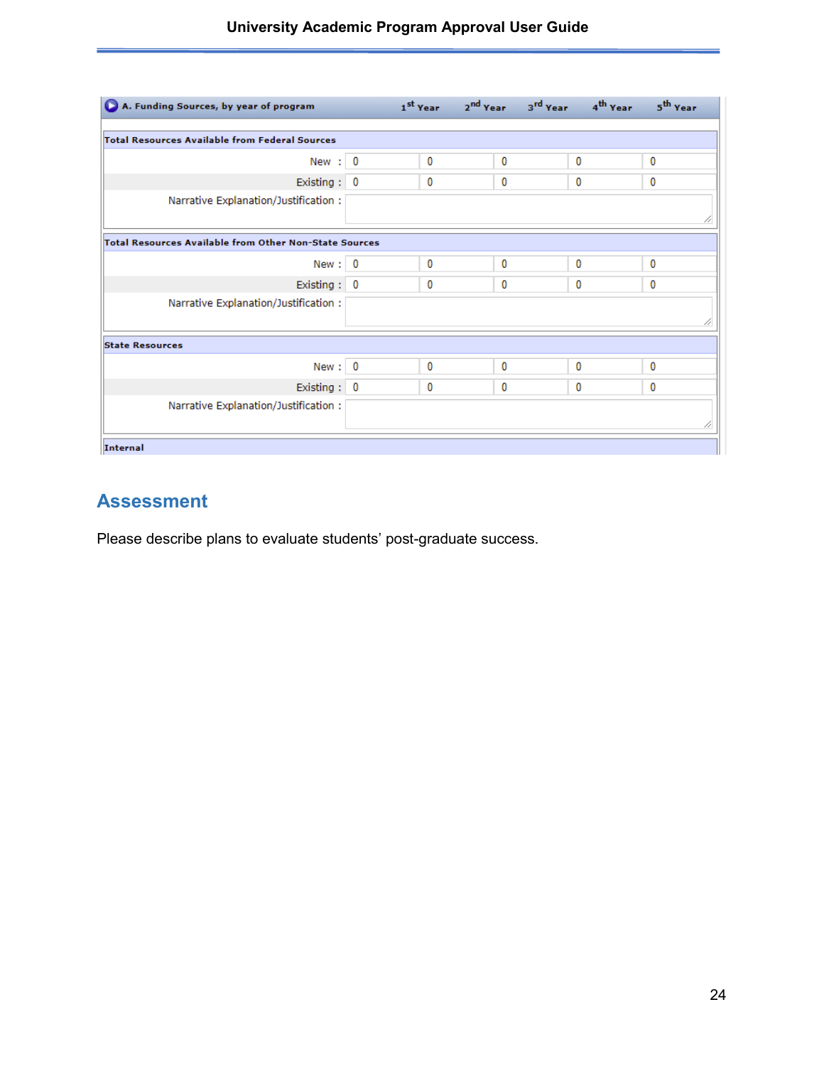| A. Funding Sources, by year of program | 1st Year | 2nd Year | 3rd Year | 4th Year | 5th Year |
|---|---|---|---|---|---|
| **Total Resources Available from Federal Sources** | | | | | |
| New : | 0 | 0 | 0 | 0 | 0 |
| Existing : | 0 | 0 | 0 | 0 | 0 |
| Narrative Explanation/Justification : | | | | | |
| **Total Resources Available from Other Non-State Sources** | | | | | |
| New : | 0 | 0 | 0 | 0 | 0 |
| Existing : | 0 | 0 | 0 | 0 | 0 |
| Narrative Explanation/Justification : | | | | | |
| **State Resources** | | | | | |
| New : | 0 | 0 | 0 | 0 | 0 |
| Existing : | 0 | 0 | 0 | 0 | 0 |
| Narrative Explanation/Justification : | | | | | |
| **Internal** | | | | | |

## Assessment

Please describe plans to evaluate students' post-graduate success.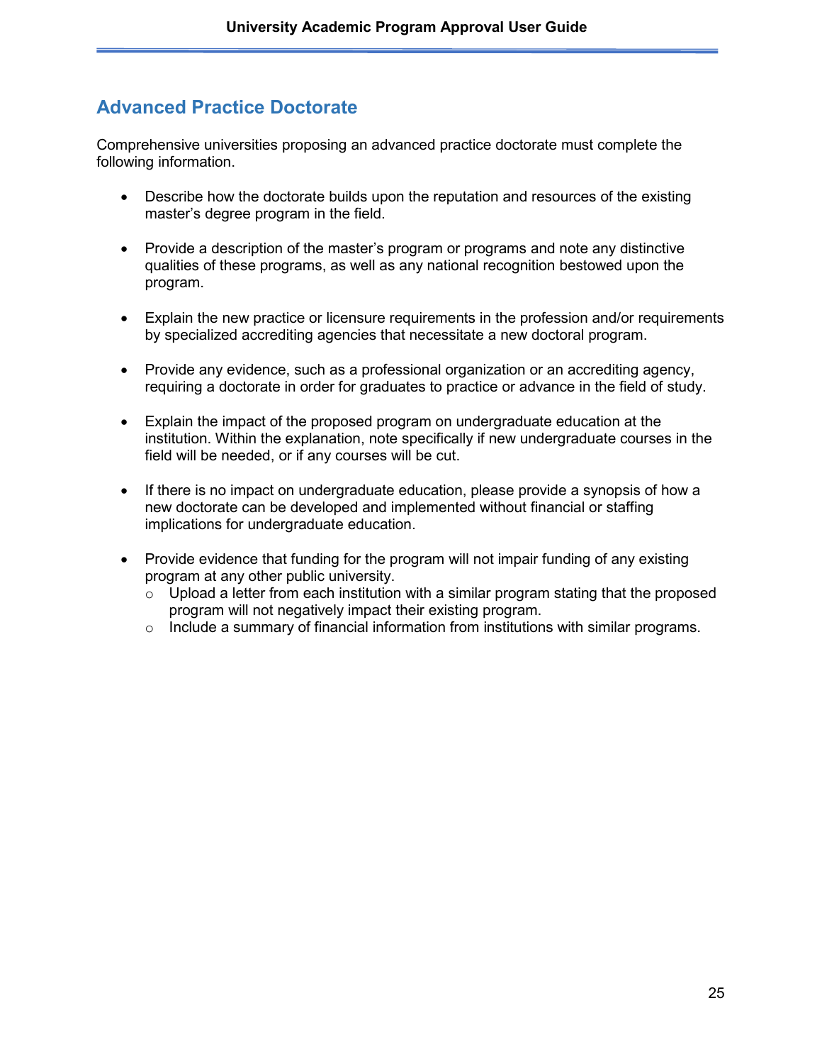## Advanced Practice Doctorate

Comprehensive universities proposing an advanced practice doctorate must complete the following information.

- Describe how the doctorate builds upon the reputation and resources of the existing master's degree program in the field.
- Provide a description of the master's program or programs and note any distinctive qualities of these programs, as well as any national recognition bestowed upon the program.
- Explain the new practice or licensure requirements in the profession and/or requirements by specialized accrediting agencies that necessitate a new doctoral program.
- Provide any evidence, such as a professional organization or an accrediting agency, requiring a doctorate in order for graduates to practice or advance in the field of study.
- Explain the impact of the proposed program on undergraduate education at the institution. Within the explanation, note specifically if new undergraduate courses in the field will be needed, or if any courses will be cut.
- If there is no impact on undergraduate education, please provide a synopsis of how a new doctorate can be developed and implemented without financial or staffing implications for undergraduate education.
- Provide evidence that funding for the program will not impair funding of any existing program at any other public university.
  - Upload a letter from each institution with a similar program stating that the proposed program will not negatively impact their existing program.
  - Include a summary of financial information from institutions with similar programs.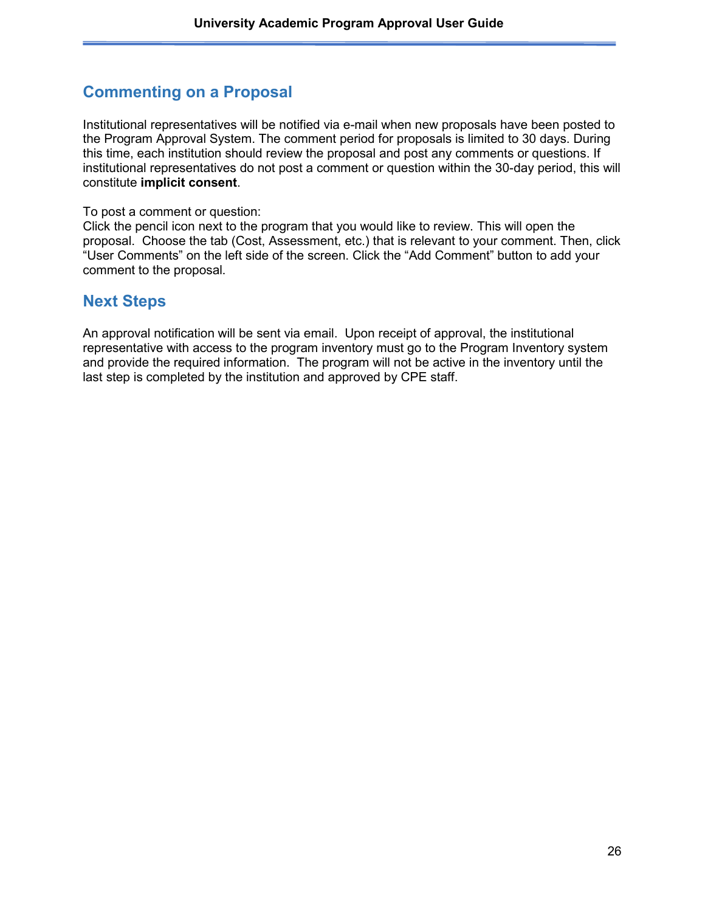## Commenting on a Proposal

Institutional representatives will be notified via e-mail when new proposals have been posted to the Program Approval System. The comment period for proposals is limited to 30 days. During this time, each institution should review the proposal and post any comments or questions. If institutional representatives do not post a comment or question within the 30-day period, this will constitute **implicit consent**.

To post a comment or question:
Click the pencil icon next to the program that you would like to review. This will open the proposal. Choose the tab (Cost, Assessment, etc.) that is relevant to your comment. Then, click “User Comments” on the left side of the screen. Click the “Add Comment” button to add your comment to the proposal.

## Next Steps

An approval notification will be sent via email. Upon receipt of approval, the institutional representative with access to the program inventory must go to the Program Inventory system and provide the required information. The program will not be active in the inventory until the last step is completed by the institution and approved by CPE staff.